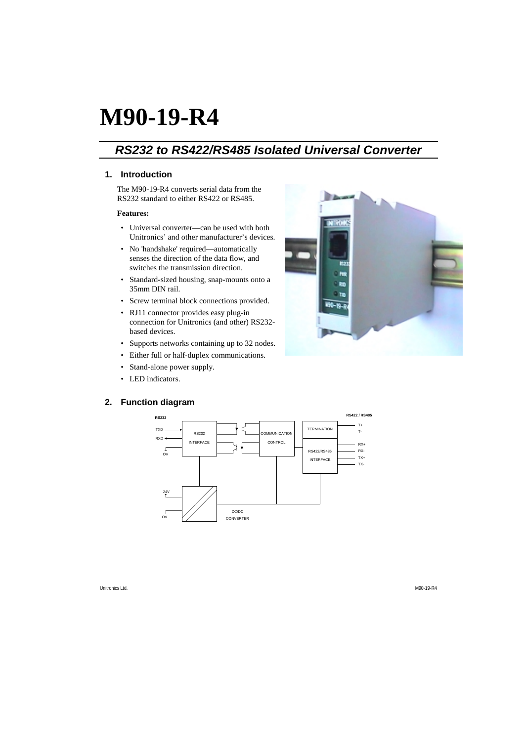# M90-19-R4

## *RS232 to RS422/RS485 Isolated Universal Converter*

### 1. Introduction

The M90-19-R4 converts serial data from the RS232 standard to either RS422 or RS485.

**Features:**

- Universal converter—can be used with both Unitronics' and other manufacturer's devices.
- No 'handshake' required—automatically senses the direction of the data flow, and switches the transmission direction.
- Standard-sized housing, snap-mounts onto a 35mm DIN rail.
- Screw terminal block connections provided.
- RJ11 connector provides easy plug-in connection for Unitronics (and other) RS232-based devices.
- Supports networks containing up to 32 nodes.
- Either full or half-duplex communications.
- Stand-alone power supply.
- LED indicators.

### 2. Function diagram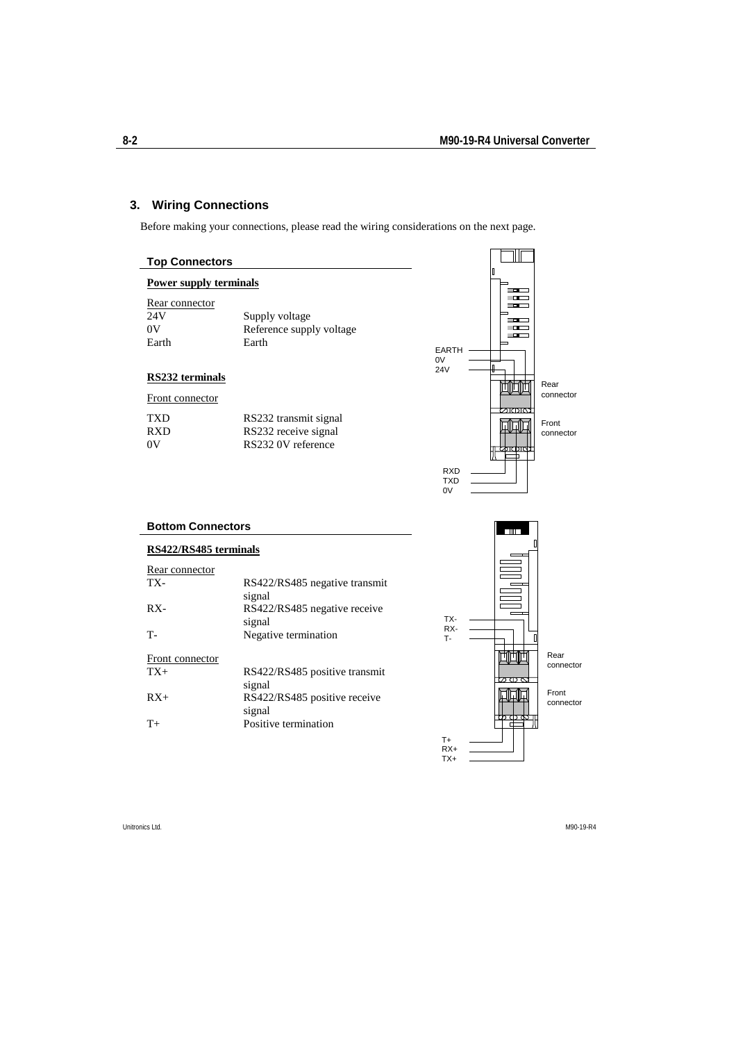## 3. Wiring Connections

Before making your connections, please read the wiring considerations on the next page.

### Top Connectors

**Power supply terminals**

Rear connector

| | |
|---|---|
| 24V | Supply voltage |
| 0V | Reference supply voltage |
| Earth | Earth |

**RS232 terminals**

Front connector

| | |
|---|---|
| TXD | RS232 transmit signal |
| RXD | RS232 receive signal |
| 0V | RS232 0V reference |

EARTH
0V
24V
Rear connector
Front connector
RXD
TXD
0V

### Bottom Connectors

**RS422/RS485 terminals**

Rear connector

| | |
|---|---|
| TX- | RS422/RS485 negative transmit signal |
| RX- | RS422/RS485 negative receive signal |
| T- | Negative termination |

Front connector

| | |
|---|---|
| TX+ | RS422/RS485 positive transmit signal |
| RX+ | RS422/RS485 positive receive signal |
| T+ | Positive termination |

TX-
RX-
T-
Rear connector
Front connector
T+
RX+
TX+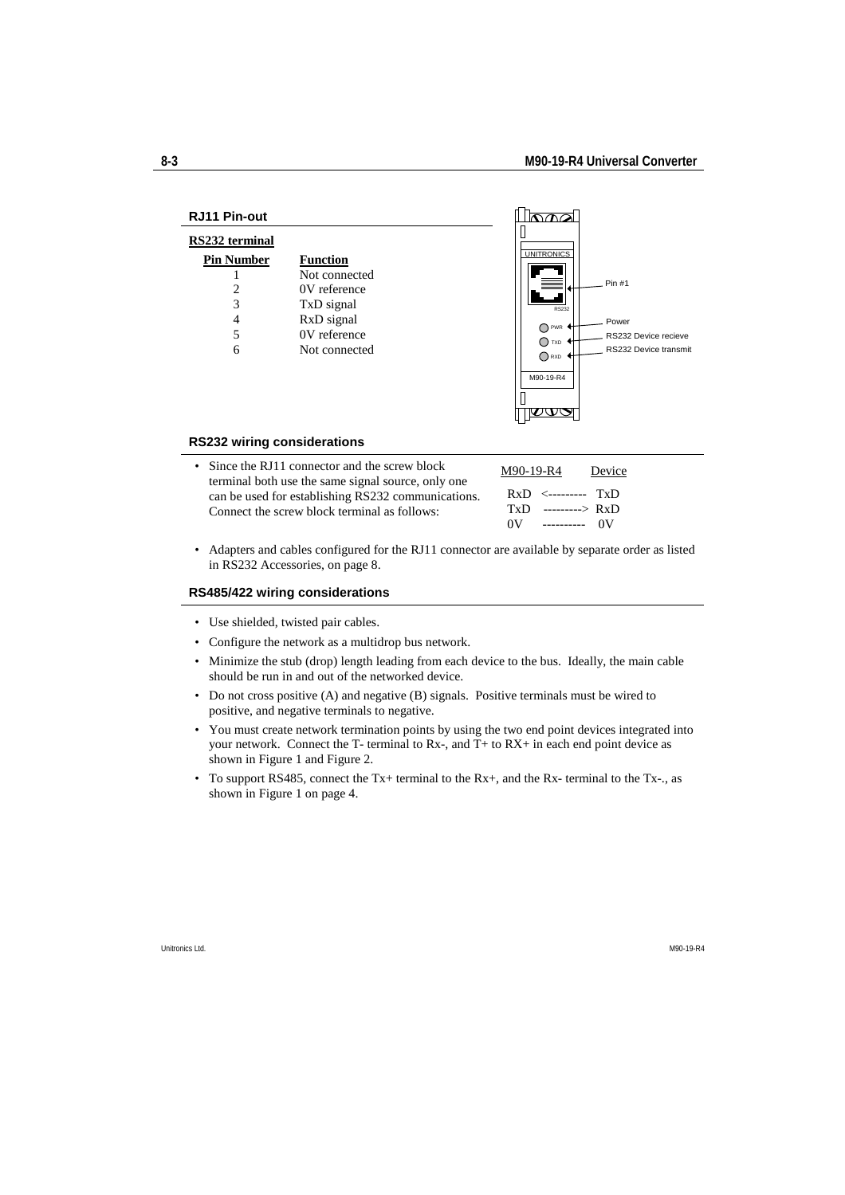## RJ11 Pin-out

**RS232 terminal**

| Pin Number | Function |
|---|---|
| 1 | Not connected |
| 2 | 0V reference |
| 3 | TxD signal |
| 4 | RxD signal |
| 5 | 0V reference |
| 6 | Not connected |

UNITRONICS

RS232

Pin #1

PWR — Power

TXD — RS232 Device recieve

RXD — RS232 Device transmit

M90-19-R4

## RS232 wiring considerations

- Since the RJ11 connector and the screw block terminal both use the same signal source, only one can be used for establishing RS232 communications. Connect the screw block terminal as follows:

| M90-19-R4 | | Device |
|---|---|---|
| RxD | <--------- | TxD |
| TxD | ---------> | RxD |
| 0V | ---------- | 0V |

- Adapters and cables configured for the RJ11 connector are available by separate order as listed in RS232 Accessories, on page 8.

## RS485/422 wiring considerations

- Use shielded, twisted pair cables.
- Configure the network as a multidrop bus network.
- Minimize the stub (drop) length leading from each device to the bus. Ideally, the main cable should be run in and out of the networked device.
- Do not cross positive (A) and negative (B) signals. Positive terminals must be wired to positive, and negative terminals to negative.
- You must create network termination points by using the two end point devices integrated into your network. Connect the T- terminal to Rx-, and T+ to RX+ in each end point device as shown in Figure 1 and Figure 2.
- To support RS485, connect the Tx+ terminal to the Rx+, and the Rx- terminal to the Tx-., as shown in Figure 1 on page 4.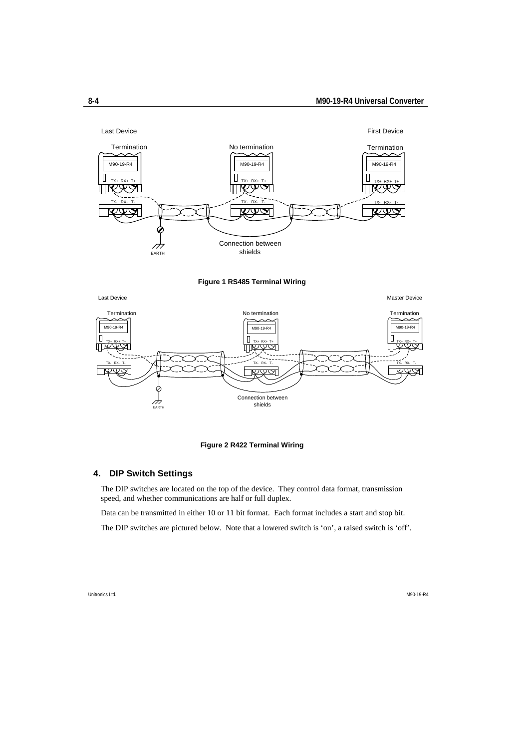**Figure 1 RS485 Terminal Wiring**

**Figure 2 R422 Terminal Wiring**

## 4. DIP Switch Settings

The DIP switches are located on the top of the device. They control data format, transmission speed, and whether communications are half or full duplex.

Data can be transmitted in either 10 or 11 bit format. Each format includes a start and stop bit.

The DIP switches are pictured below. Note that a lowered switch is 'on', a raised switch is 'off'.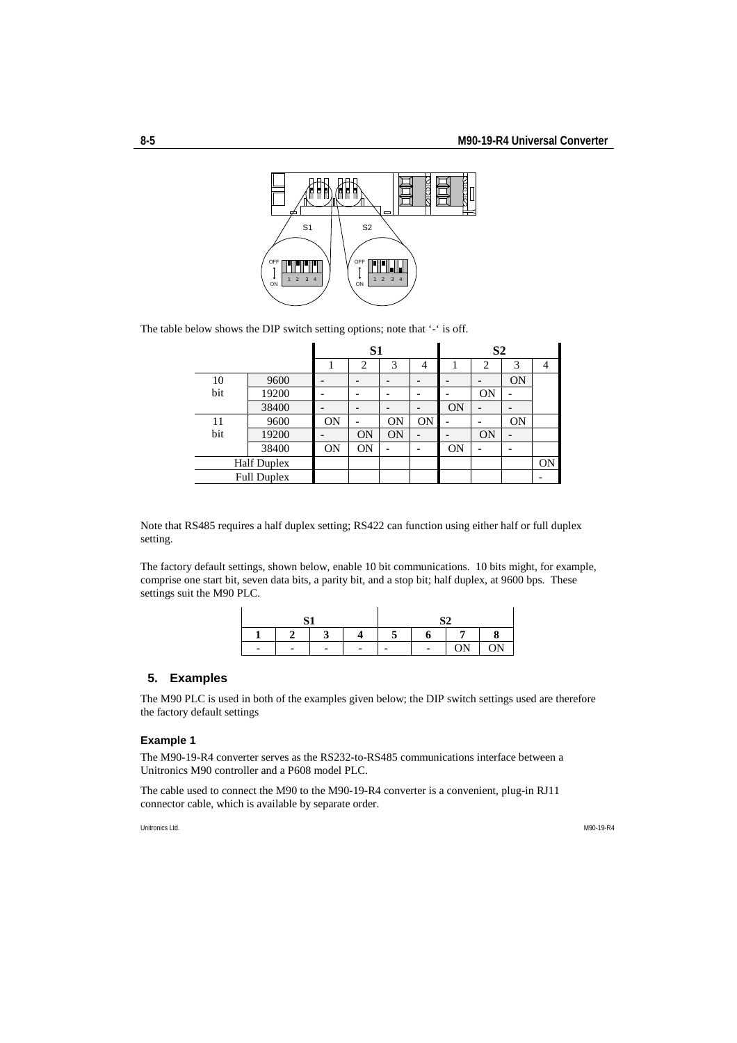The table below shows the DIP switch setting options; note that '-' is off.

| | | S1 | | | | S2 | | | |
|---|---|---|---|---|---|---|---|---|---|
| | | 1 | 2 | 3 | 4 | 1 | 2 | 3 | 4 |
| 10 bit | 9600 | - | - | - | - | - | - | ON | |
| | 19200 | - | - | - | - | - | ON | - | |
| | 38400 | - | - | - | - | ON | - | - | |
| 11 bit | 9600 | ON | - | ON | ON | - | - | ON | |
| | 19200 | - | ON | ON | - | - | ON | - | |
| | 38400 | ON | ON | - | - | ON | - | - | |
| Half Duplex | | | | | | | | | ON |
| Full Duplex | | | | | | | | | - |

Note that RS485 requires a half duplex setting; RS422 can function using either half or full duplex setting.

The factory default settings, shown below, enable 10 bit communications. 10 bits might, for example, comprise one start bit, seven data bits, a parity bit, and a stop bit; half duplex, at 9600 bps. These settings suit the M90 PLC.

| S1 | | | | S2 | | | |
|---|---|---|---|---|---|---|---|
| **1** | **2** | **3** | **4** | **5** | **6** | **7** | **8** |
| - | - | - | - | - | - | ON | ON |

## 5. Examples

The M90 PLC is used in both of the examples given below; the DIP switch settings used are therefore the factory default settings

### Example 1

The M90-19-R4 converter serves as the RS232-to-RS485 communications interface between a Unitronics M90 controller and a P608 model PLC.

The cable used to connect the M90 to the M90-19-R4 converter is a convenient, plug-in RJ11 connector cable, which is available by separate order.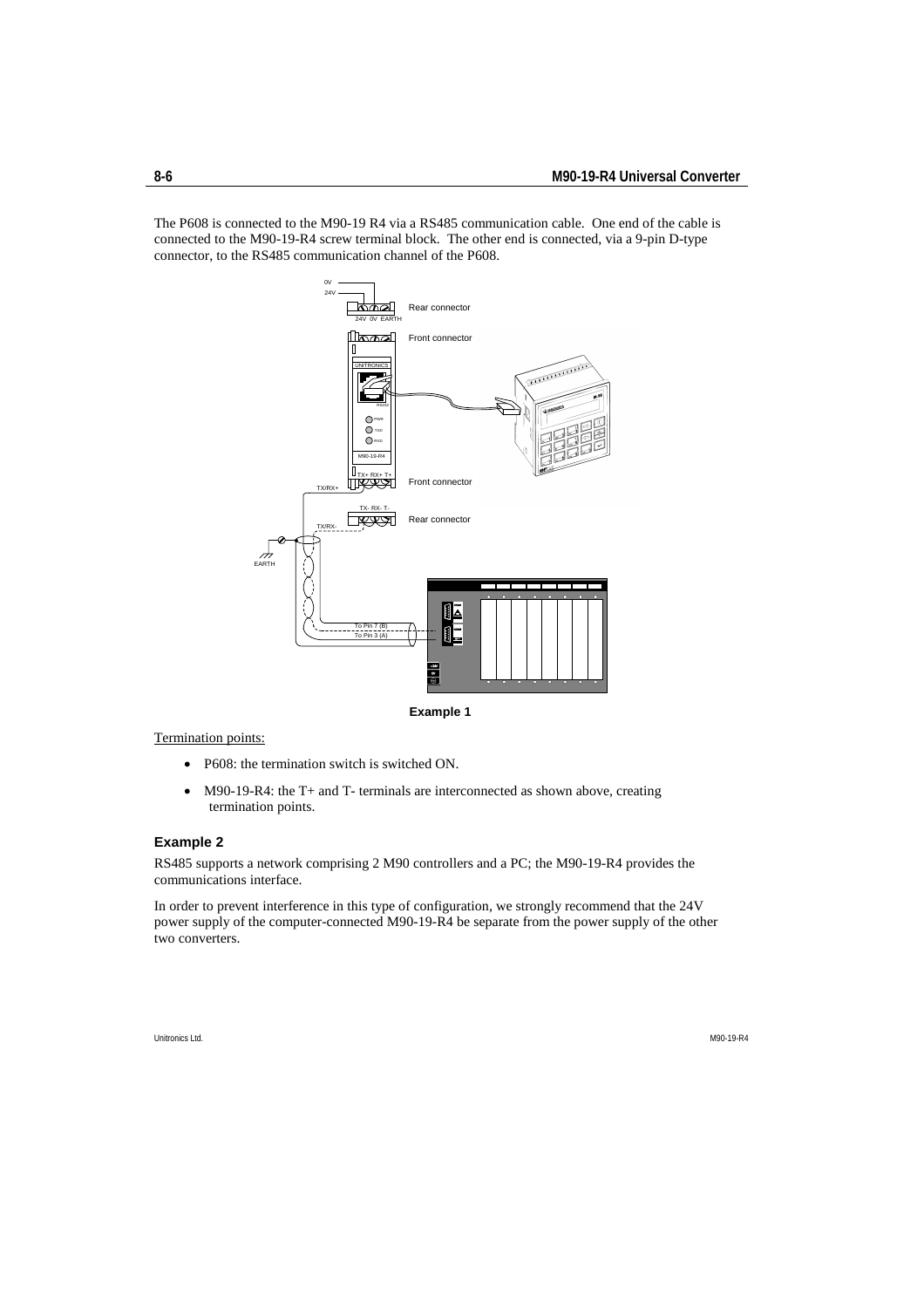The P608 is connected to the M90-19 R4 via a RS485 communication cable. One end of the cable is connected to the M90-19-R4 screw terminal block. The other end is connected, via a 9-pin D-type connector, to the RS485 communication channel of the P608.

**Example 1**

Termination points:

- P608: the termination switch is switched ON.
- M90-19-R4: the T+ and T- terminals are interconnected as shown above, creating termination points.

### Example 2

RS485 supports a network comprising 2 M90 controllers and a PC; the M90-19-R4 provides the communications interface.

In order to prevent interference in this type of configuration, we strongly recommend that the 24V power supply of the computer-connected M90-19-R4 be separate from the power supply of the other two converters.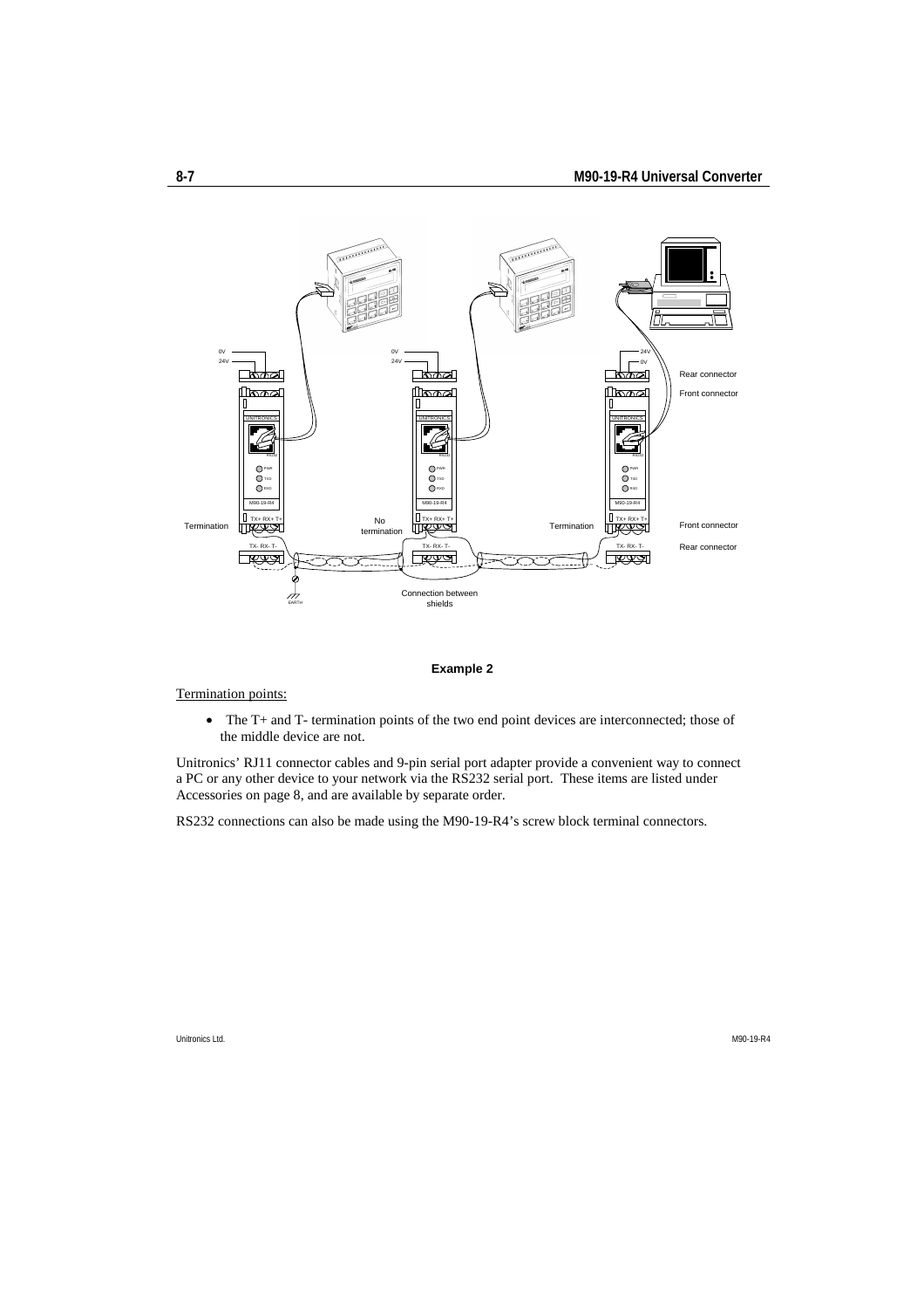**Example 2**

Termination points:

- The T+ and T- termination points of the two end point devices are interconnected; those of the middle device are not.

Unitronics' RJ11 connector cables and 9-pin serial port adapter provide a convenient way to connect a PC or any other device to your network via the RS232 serial port. These items are listed under Accessories on page 8, and are available by separate order.

RS232 connections can also be made using the M90-19-R4's screw block terminal connectors.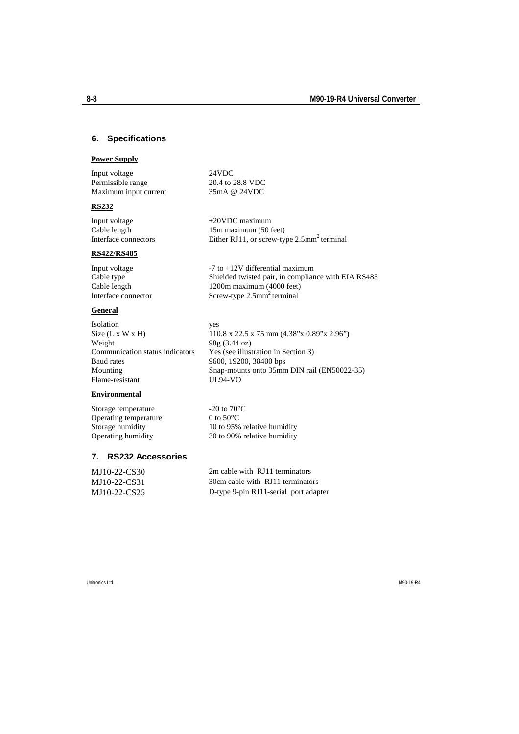## 6. Specifications

**Power Supply**

| | |
|---|---|
| Input voltage | 24VDC |
| Permissible range | 20.4 to 28.8 VDC |
| Maximum input current | 35mA @ 24VDC |

**RS232**

| | |
|---|---|
| Input voltage | ±20VDC maximum |
| Cable length | 15m maximum (50 feet) |
| Interface connectors | Either RJ11, or screw-type 2.5mm$^2$ terminal |

**RS422/RS485**

| | |
|---|---|
| Input voltage | -7 to +12V differential maximum |
| Cable type | Shielded twisted pair, in compliance with EIA RS485 |
| Cable length | 1200m maximum (4000 feet) |
| Interface connector | Screw-type 2.5mm$^2$ terminal |

**General**

| | |
|---|---|
| Isolation | yes |
| Size (L x W x H) | 110.8 x 22.5 x 75 mm (4.38"x 0.89"x 2.96") |
| Weight | 98g (3.44 oz) |
| Communication status indicators | Yes (see illustration in Section 3) |
| Baud rates | 9600, 19200, 38400 bps |
| Mounting | Snap-mounts onto 35mm DIN rail (EN50022-35) |
| Flame-resistant | UL94-VO |

**Environmental**

| | |
|---|---|
| Storage temperature | -20 to 70°C |
| Operating temperature | 0 to 50°C |
| Storage humidity | 10 to 95% relative humidity |
| Operating humidity | 30 to 90% relative humidity |

## 7. RS232 Accessories

| | |
|---|---|
| MJ10-22-CS30 | 2m cable with RJ11 terminators |
| MJ10-22-CS31 | 30cm cable with RJ11 terminators |
| MJ10-22-CS25 | D-type 9-pin RJ11-serial port adapter |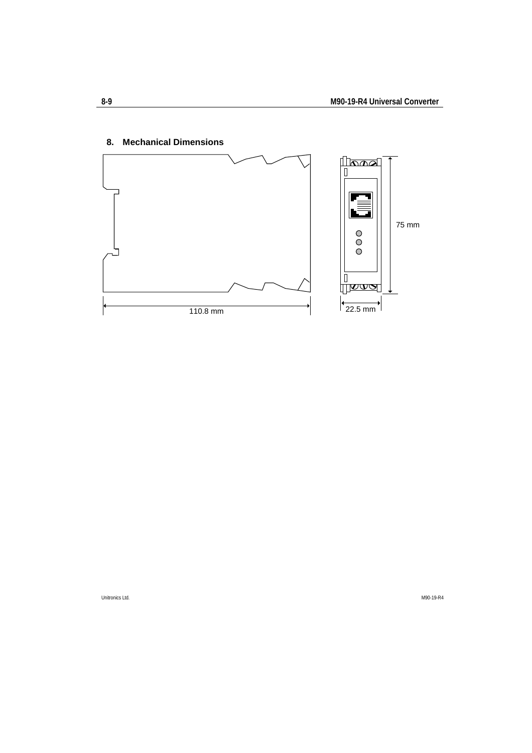## 8. Mechanical Dimensions

110.8 mm

75 mm

22.5 mm